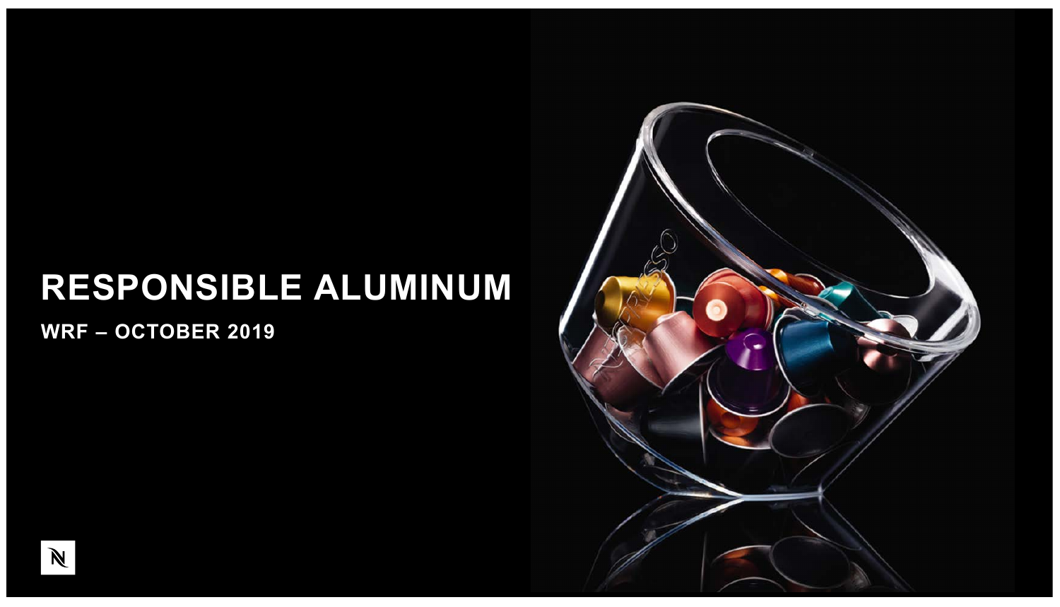# RESPONSIBLE ALUMINUM

**WRF – OCTOBER 2019**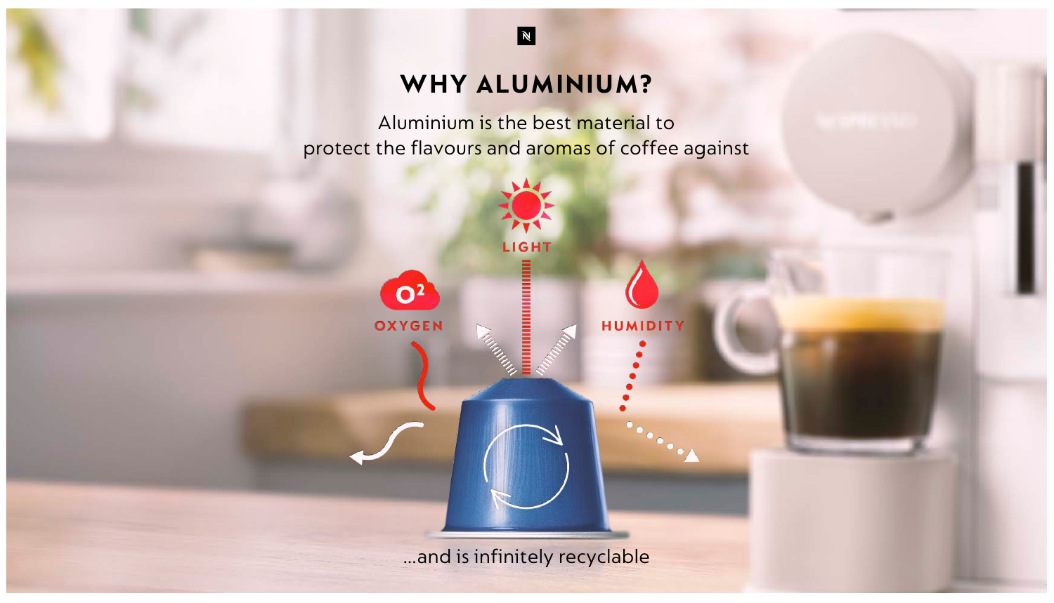# WHY ALUMINIUM?

Aluminium is the best material to protect the flavours and aromas of coffee against

LIGHT

OXYGEN

HUMIDITY

...and is infinitely recyclable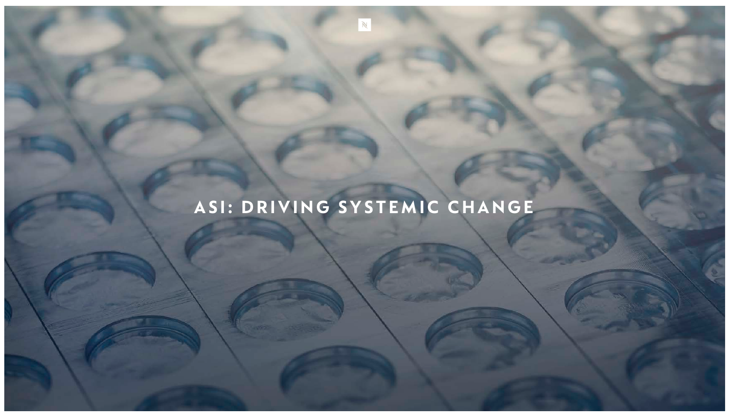# ASI: DRIVING SYSTEMIC CHANGE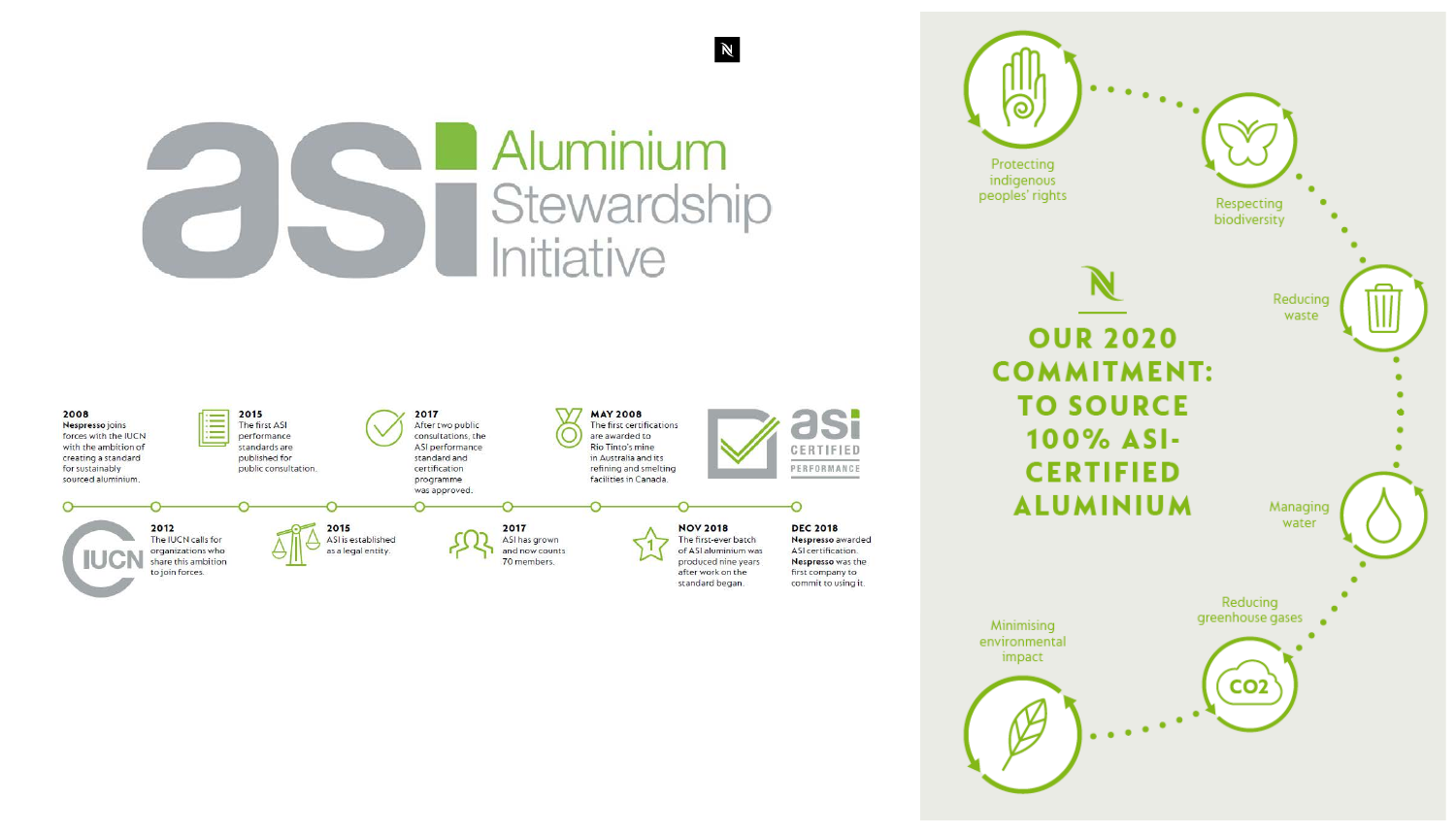# Aluminium Stewardship Initiative

**2008**
**Nespresso** joins forces with the IUCN with the ambition of creating a standard for sustainably sourced aluminium.

**2012**
The IUCN calls for organizations who share this ambition to join forces.

**2015**
The first ASI performance standards are published for public consultation.

**2015**
ASI is established as a legal entity.

**2017**
After two public consultations, the ASI performance standard and certification programme was approved.

**2017**
ASI has grown and now counts 70 members.

**MAY 2008**
The first certifications are awarded to Rio Tinto's mine in Australia and its refining and smelting facilities in Canada.

**NOV 2018**
The first-ever batch of ASI aluminium was produced nine years after work on the standard began.

**DEC 2018**
**Nespresso** awarded ASI certification. **Nespresso** was the first company to commit to using it.

ASI CERTIFIED PERFORMANCE

## OUR 2020 COMMITMENT: TO SOURCE 100% ASI-CERTIFIED ALUMINIUM

- Protecting indigenous peoples' rights
- Respecting biodiversity
- Reducing waste
- Managing water
- Reducing greenhouse gases
- Minimising environmental impact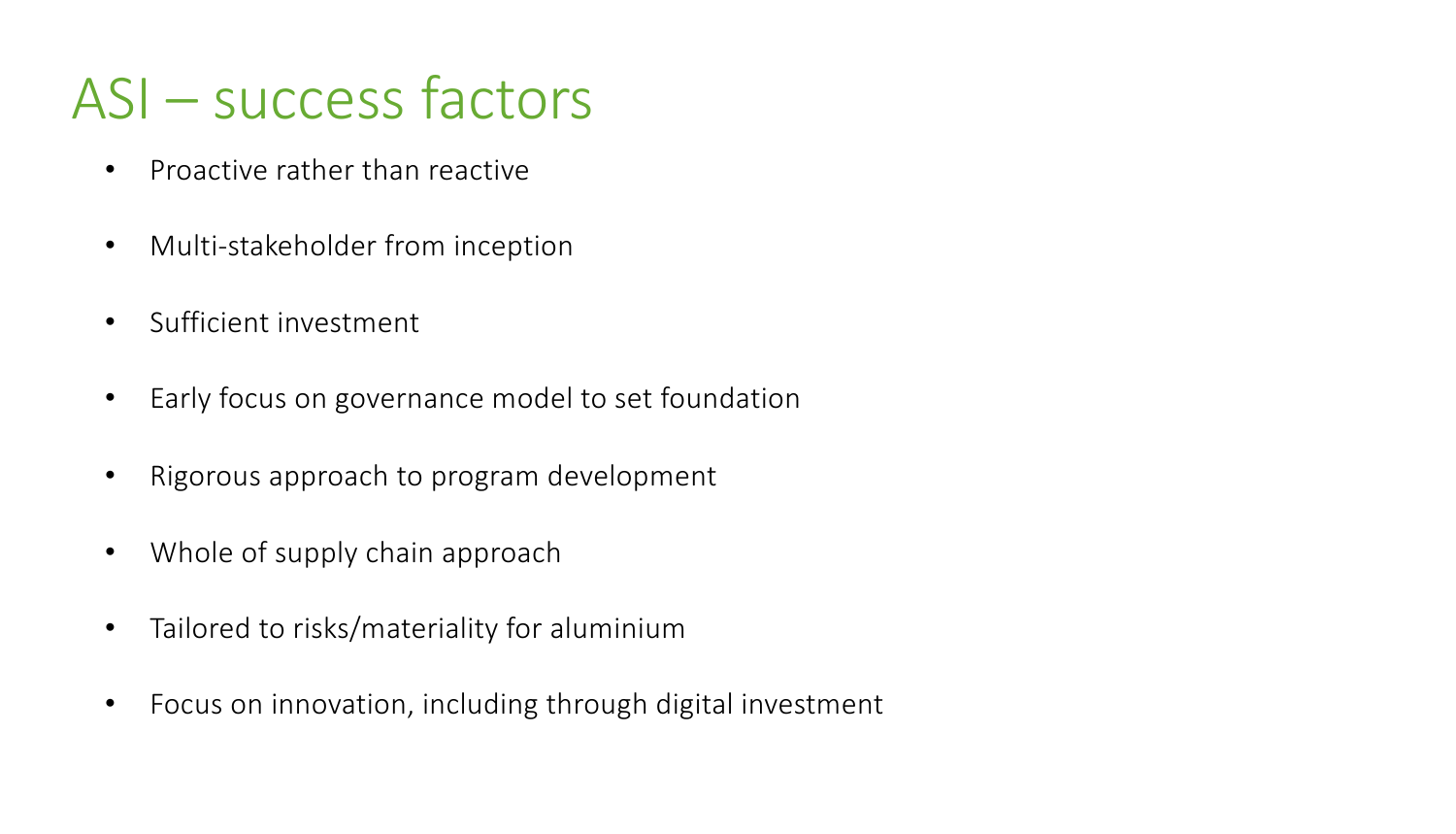# ASI – success factors

- Proactive rather than reactive
- Multi-stakeholder from inception
- Sufficient investment
- Early focus on governance model to set foundation
- Rigorous approach to program development
- Whole of supply chain approach
- Tailored to risks/materiality for aluminium
- Focus on innovation, including through digital investment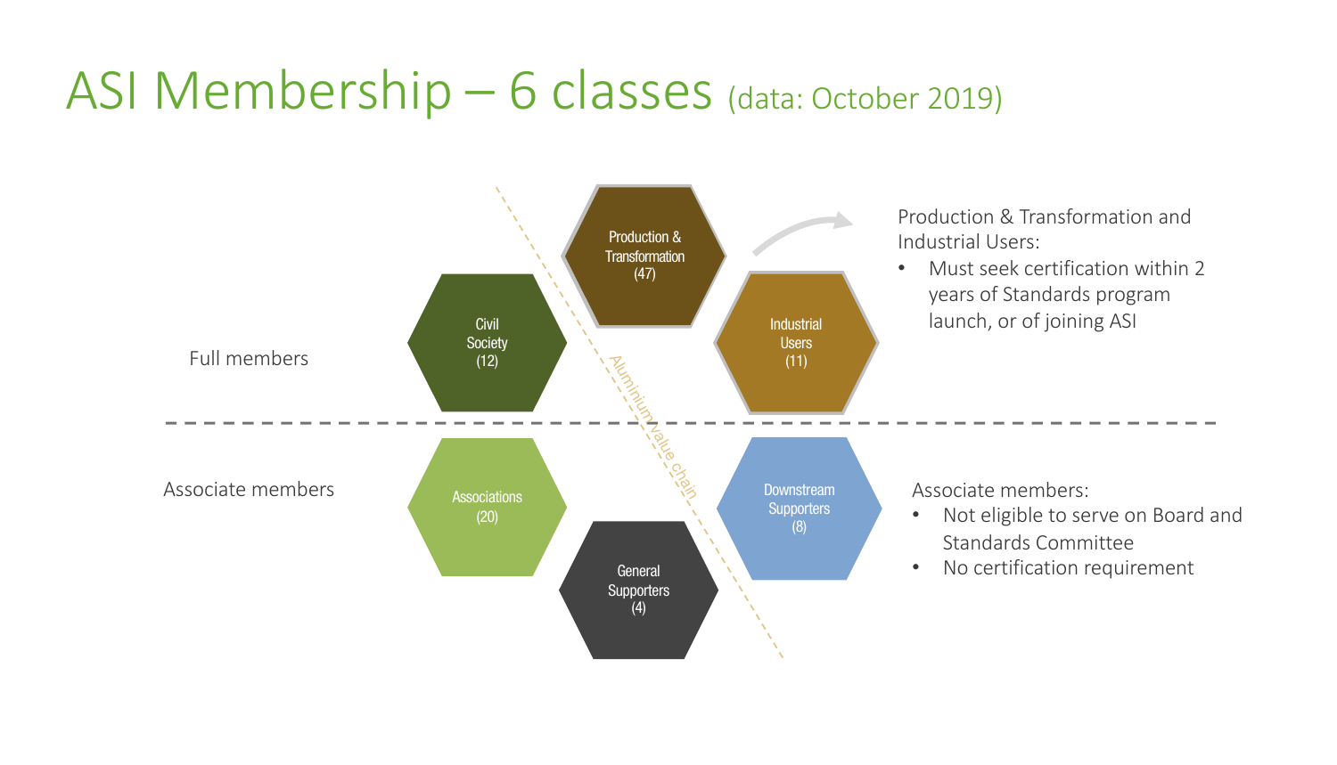# ASI Membership – 6 classes (data: October 2019)

**Full members**

- Civil Society (12)
- Production & Transformation (47)
- Industrial Users (11)

**Associate members**

- Associations (20)
- General Supporters (4)
- Downstream Supporters (8)

Aluminium value chain

Production & Transformation and Industrial Users:

- Must seek certification within 2 years of Standards program launch, or of joining ASI

Associate members:

- Not eligible to serve on Board and Standards Committee
- No certification requirement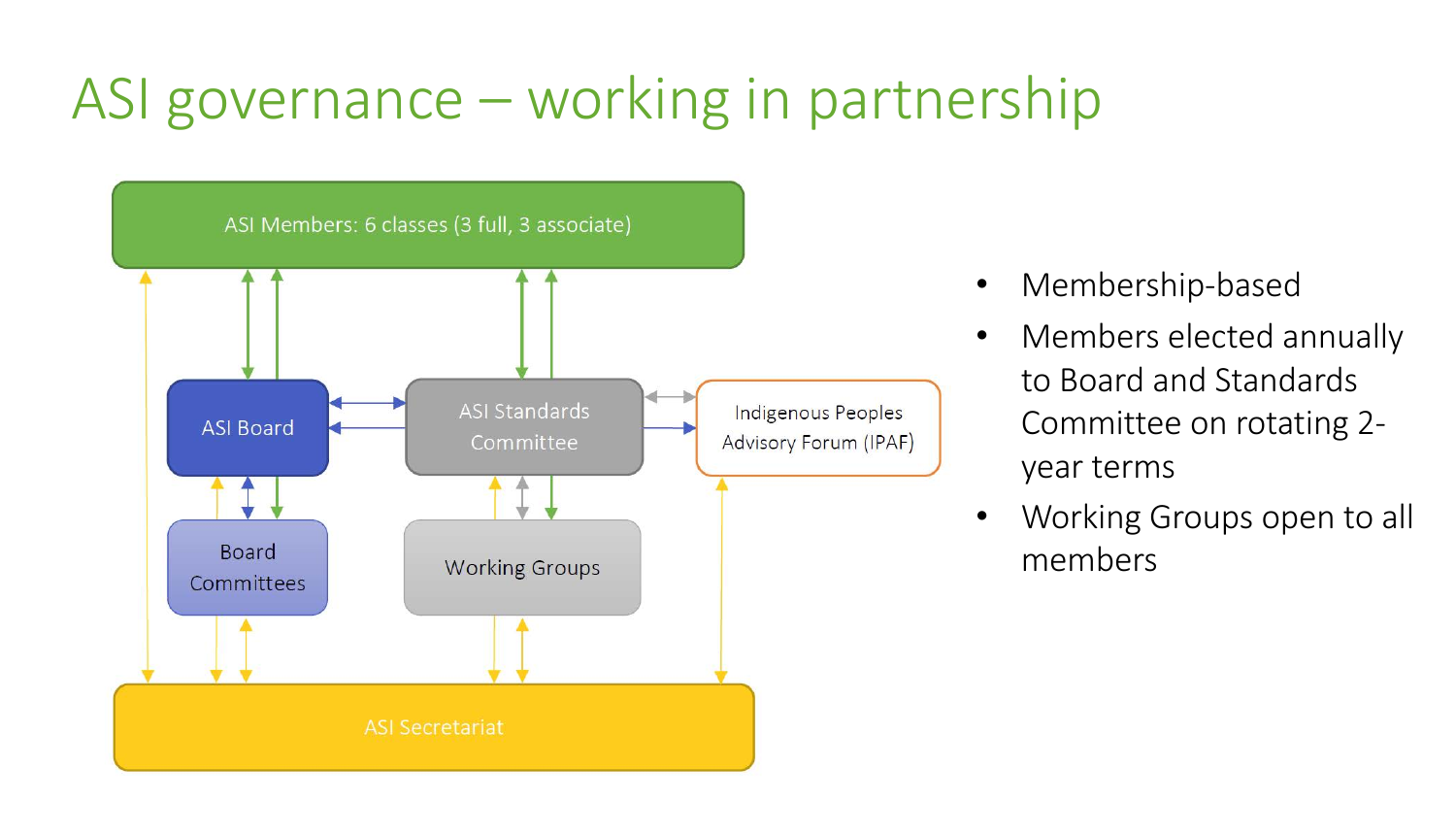# ASI governance – working in partnership

ASI Members: 6 classes (3 full, 3 associate)

ASI Board

ASI Standards Committee

Indigenous Peoples Advisory Forum (IPAF)

Board Committees

Working Groups

ASI Secretariat

- Membership-based
- Members elected annually to Board and Standards Committee on rotating 2-year terms
- Working Groups open to all members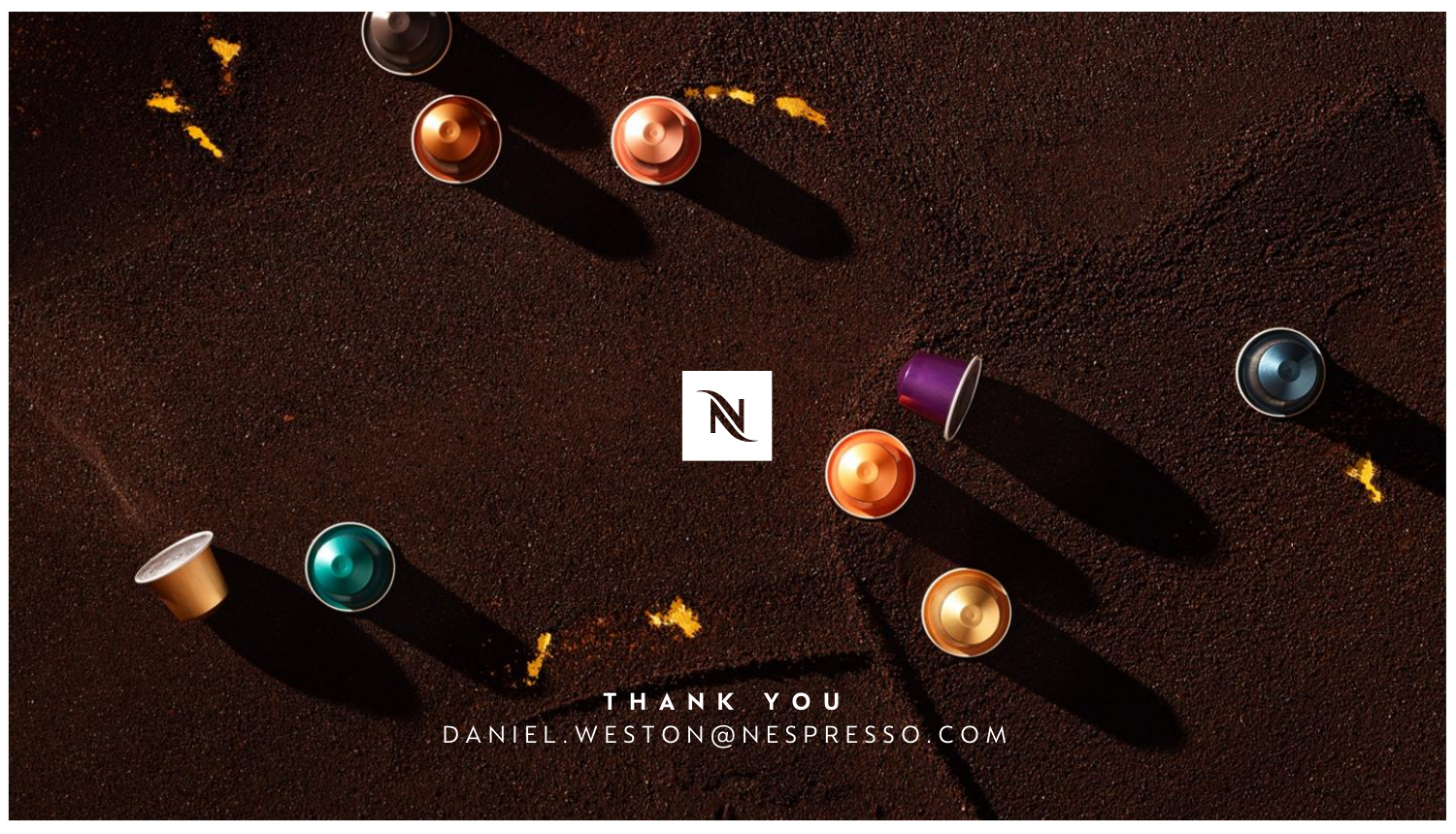THANK YOU

DANIEL.WESTON@NESPRESSO.COM